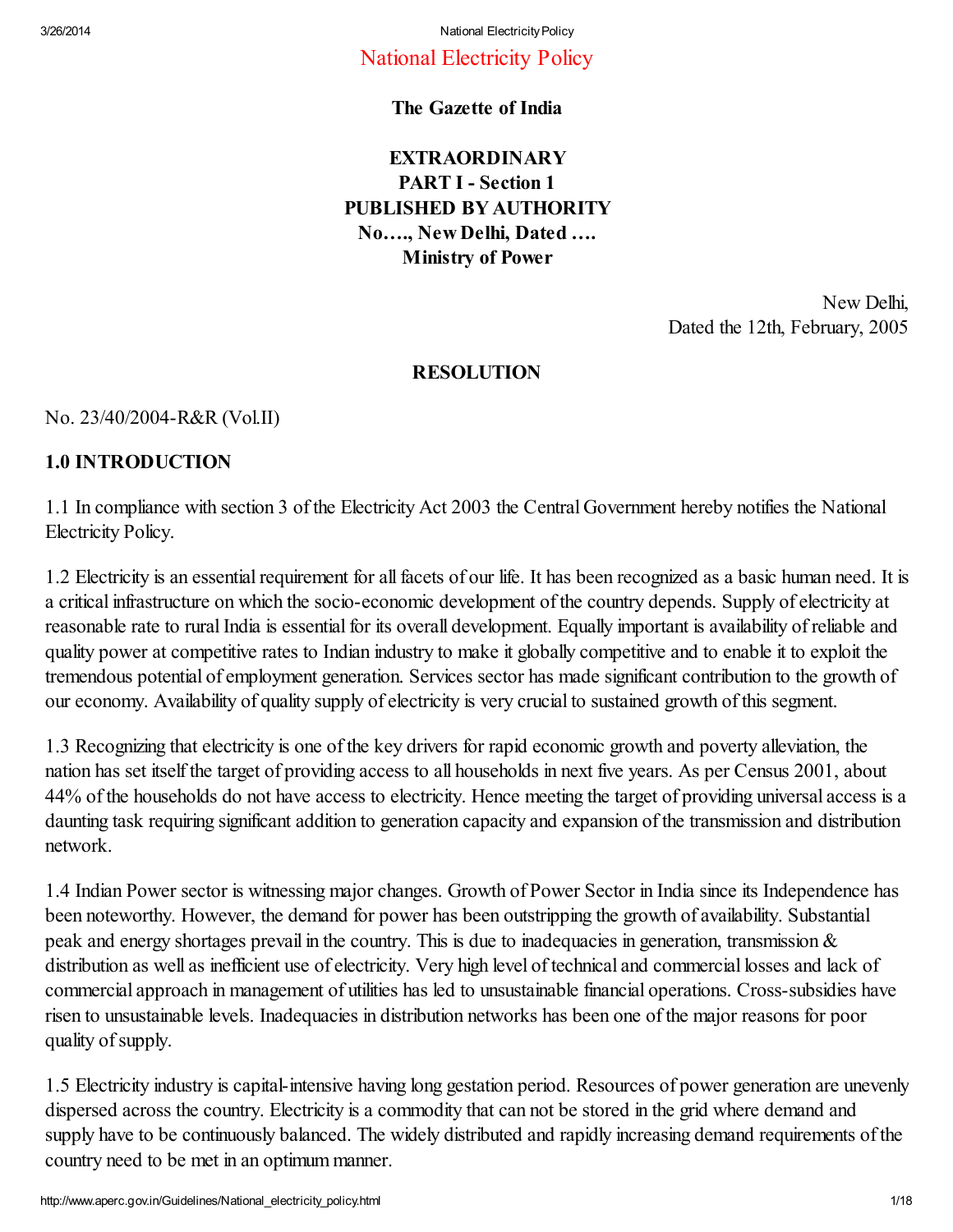# National Electricity Policy

**The Gazette of India**

**EXTRAORDINARY**
**PART I - Section 1**
**PUBLISHED BY AUTHORITY**
**No…., New Delhi, Dated ….**
**Ministry of Power**

New Delhi,
Dated the 12th, February, 2005

**RESOLUTION**

No. 23/40/2004-R&R (Vol.II)

## 1.0 INTRODUCTION

1.1 In compliance with section 3 of the Electricity Act 2003 the Central Government hereby notifies the National Electricity Policy.

1.2 Electricity is an essential requirement for all facets of our life. It has been recognized as a basic human need. It is a critical infrastructure on which the socio-economic development of the country depends. Supply of electricity at reasonable rate to rural India is essential for its overall development. Equally important is availability of reliable and quality power at competitive rates to Indian industry to make it globally competitive and to enable it to exploit the tremendous potential of employment generation. Services sector has made significant contribution to the growth of our economy. Availability of quality supply of electricity is very crucial to sustained growth of this segment.

1.3 Recognizing that electricity is one of the key drivers for rapid economic growth and poverty alleviation, the nation has set itself the target of providing access to all households in next five years. As per Census 2001, about 44% of the households do not have access to electricity. Hence meeting the target of providing universal access is a daunting task requiring significant addition to generation capacity and expansion of the transmission and distribution network.

1.4 Indian Power sector is witnessing major changes. Growth of Power Sector in India since its Independence has been noteworthy. However, the demand for power has been outstripping the growth of availability. Substantial peak and energy shortages prevail in the country. This is due to inadequacies in generation, transmission & distribution as well as inefficient use of electricity. Very high level of technical and commercial losses and lack of commercial approach in management of utilities has led to unsustainable financial operations. Cross-subsidies have risen to unsustainable levels. Inadequacies in distribution networks has been one of the major reasons for poor quality of supply.

1.5 Electricity industry is capital-intensive having long gestation period. Resources of power generation are unevenly dispersed across the country. Electricity is a commodity that can not be stored in the grid where demand and supply have to be continuously balanced. The widely distributed and rapidly increasing demand requirements of the country need to be met in an optimum manner.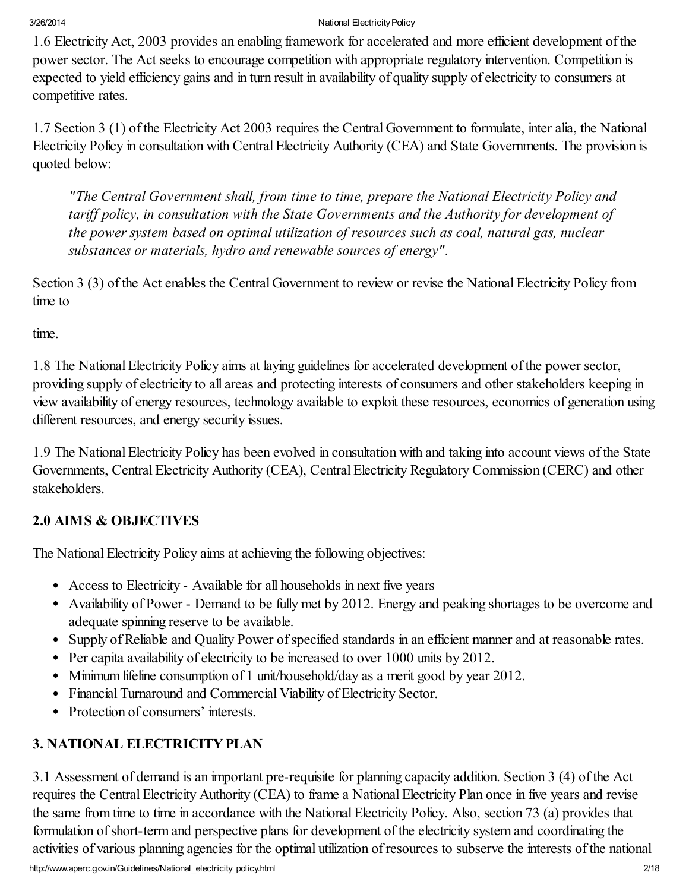1.6 Electricity Act, 2003 provides an enabling framework for accelerated and more efficient development of the power sector. The Act seeks to encourage competition with appropriate regulatory intervention. Competition is expected to yield efficiency gains and in turn result in availability of quality supply of electricity to consumers at competitive rates.

1.7 Section 3 (1) of the Electricity Act 2003 requires the Central Government to formulate, inter alia, the National Electricity Policy in consultation with Central Electricity Authority (CEA) and State Governments. The provision is quoted below:

> *"The Central Government shall, from time to time, prepare the National Electricity Policy and tariff policy, in consultation with the State Governments and the Authority for development of the power system based on optimal utilization of resources such as coal, natural gas, nuclear substances or materials, hydro and renewable sources of energy".*

Section 3 (3) of the Act enables the Central Government to review or revise the National Electricity Policy from time to

time.

1.8 The National Electricity Policy aims at laying guidelines for accelerated development of the power sector, providing supply of electricity to all areas and protecting interests of consumers and other stakeholders keeping in view availability of energy resources, technology available to exploit these resources, economics of generation using different resources, and energy security issues.

1.9 The National Electricity Policy has been evolved in consultation with and taking into account views of the State Governments, Central Electricity Authority (CEA), Central Electricity Regulatory Commission (CERC) and other stakeholders.

## 2.0 AIMS & OBJECTIVES

The National Electricity Policy aims at achieving the following objectives:

- Access to Electricity - Available for all households in next five years
- Availability of Power - Demand to be fully met by 2012. Energy and peaking shortages to be overcome and adequate spinning reserve to be available.
- Supply of Reliable and Quality Power of specified standards in an efficient manner and at reasonable rates.
- Per capita availability of electricity to be increased to over 1000 units by 2012.
- Minimum lifeline consumption of 1 unit/household/day as a merit good by year 2012.
- Financial Turnaround and Commercial Viability of Electricity Sector.
- Protection of consumers' interests.

## 3. NATIONAL ELECTRICITY PLAN

3.1 Assessment of demand is an important pre-requisite for planning capacity addition. Section 3 (4) of the Act requires the Central Electricity Authority (CEA) to frame a National Electricity Plan once in five years and revise the same from time to time in accordance with the National Electricity Policy. Also, section 73 (a) provides that formulation of short-term and perspective plans for development of the electricity system and coordinating the activities of various planning agencies for the optimal utilization of resources to subserve the interests of the national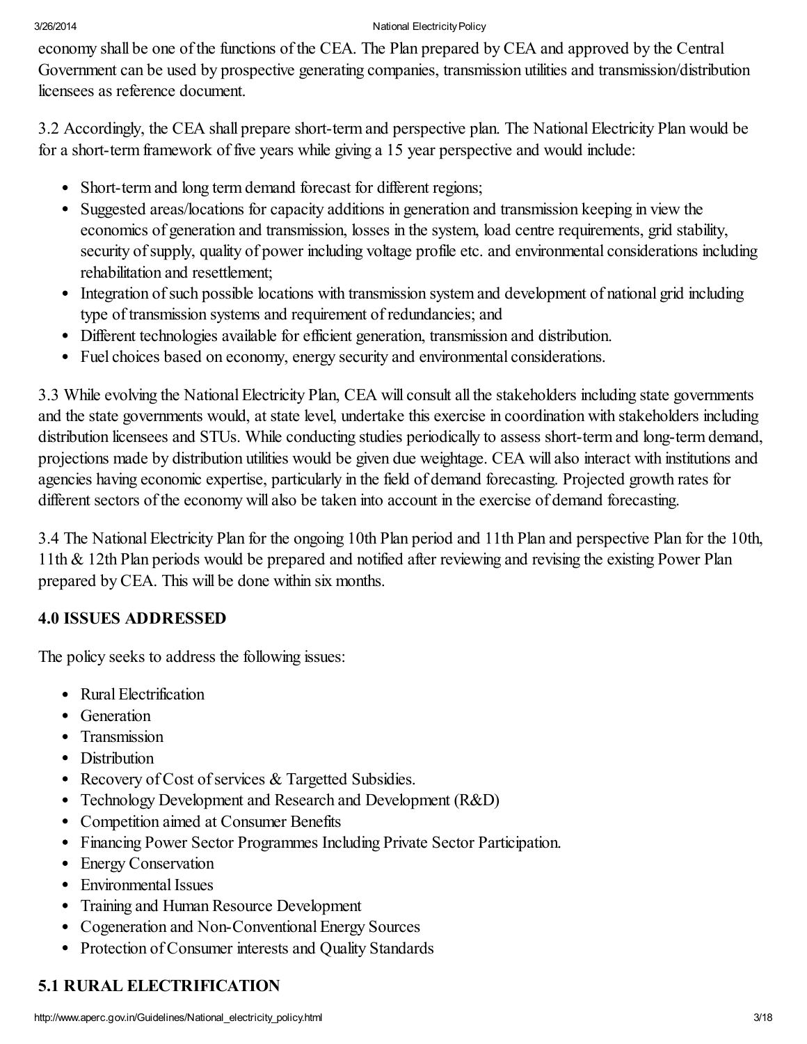economy shall be one of the functions of the CEA. The Plan prepared by CEA and approved by the Central Government can be used by prospective generating companies, transmission utilities and transmission/distribution licensees as reference document.

3.2 Accordingly, the CEA shall prepare short-term and perspective plan. The National Electricity Plan would be for a short-term framework of five years while giving a 15 year perspective and would include:

- Short-term and long term demand forecast for different regions;
- Suggested areas/locations for capacity additions in generation and transmission keeping in view the economics of generation and transmission, losses in the system, load centre requirements, grid stability, security of supply, quality of power including voltage profile etc. and environmental considerations including rehabilitation and resettlement;
- Integration of such possible locations with transmission system and development of national grid including type of transmission systems and requirement of redundancies; and
- Different technologies available for efficient generation, transmission and distribution.
- Fuel choices based on economy, energy security and environmental considerations.

3.3 While evolving the National Electricity Plan, CEA will consult all the stakeholders including state governments and the state governments would, at state level, undertake this exercise in coordination with stakeholders including distribution licensees and STUs. While conducting studies periodically to assess short-term and long-term demand, projections made by distribution utilities would be given due weightage. CEA will also interact with institutions and agencies having economic expertise, particularly in the field of demand forecasting. Projected growth rates for different sectors of the economy will also be taken into account in the exercise of demand forecasting.

3.4 The National Electricity Plan for the ongoing 10th Plan period and 11th Plan and perspective Plan for the 10th, 11th & 12th Plan periods would be prepared and notified after reviewing and revising the existing Power Plan prepared by CEA. This will be done within six months.

## 4.0 ISSUES ADDRESSED

The policy seeks to address the following issues:

- Rural Electrification
- Generation
- Transmission
- Distribution
- Recovery of Cost of services & Targetted Subsidies.
- Technology Development and Research and Development (R&D)
- Competition aimed at Consumer Benefits
- Financing Power Sector Programmes Including Private Sector Participation.
- Energy Conservation
- Environmental Issues
- Training and Human Resource Development
- Cogeneration and Non-Conventional Energy Sources
- Protection of Consumer interests and Quality Standards

## 5.1 RURAL ELECTRIFICATION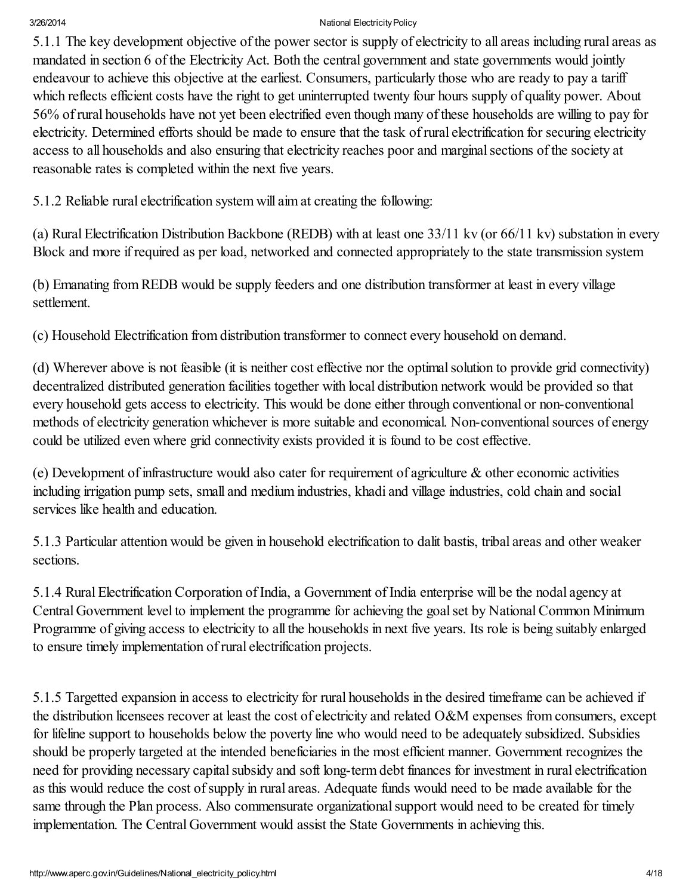5.1.1 The key development objective of the power sector is supply of electricity to all areas including rural areas as mandated in section 6 of the Electricity Act. Both the central government and state governments would jointly endeavour to achieve this objective at the earliest. Consumers, particularly those who are ready to pay a tariff which reflects efficient costs have the right to get uninterrupted twenty four hours supply of quality power. About 56% of rural households have not yet been electrified even though many of these households are willing to pay for electricity. Determined efforts should be made to ensure that the task of rural electrification for securing electricity access to all households and also ensuring that electricity reaches poor and marginal sections of the society at reasonable rates is completed within the next five years.

5.1.2 Reliable rural electrification system will aim at creating the following:

(a) Rural Electrification Distribution Backbone (REDB) with at least one 33/11 kv (or 66/11 kv) substation in every Block and more if required as per load, networked and connected appropriately to the state transmission system

(b) Emanating from REDB would be supply feeders and one distribution transformer at least in every village settlement.

(c) Household Electrification from distribution transformer to connect every household on demand.

(d) Wherever above is not feasible (it is neither cost effective nor the optimal solution to provide grid connectivity) decentralized distributed generation facilities together with local distribution network would be provided so that every household gets access to electricity. This would be done either through conventional or non-conventional methods of electricity generation whichever is more suitable and economical. Non-conventional sources of energy could be utilized even where grid connectivity exists provided it is found to be cost effective.

(e) Development of infrastructure would also cater for requirement of agriculture & other economic activities including irrigation pump sets, small and medium industries, khadi and village industries, cold chain and social services like health and education.

5.1.3 Particular attention would be given in household electrification to dalit bastis, tribal areas and other weaker sections.

5.1.4 Rural Electrification Corporation of India, a Government of India enterprise will be the nodal agency at Central Government level to implement the programme for achieving the goal set by National Common Minimum Programme of giving access to electricity to all the households in next five years. Its role is being suitably enlarged to ensure timely implementation of rural electrification projects.

5.1.5 Targetted expansion in access to electricity for rural households in the desired timeframe can be achieved if the distribution licensees recover at least the cost of electricity and related O&M expenses from consumers, except for lifeline support to households below the poverty line who would need to be adequately subsidized. Subsidies should be properly targeted at the intended beneficiaries in the most efficient manner. Government recognizes the need for providing necessary capital subsidy and soft long-term debt finances for investment in rural electrification as this would reduce the cost of supply in rural areas. Adequate funds would need to be made available for the same through the Plan process. Also commensurate organizational support would need to be created for timely implementation. The Central Government would assist the State Governments in achieving this.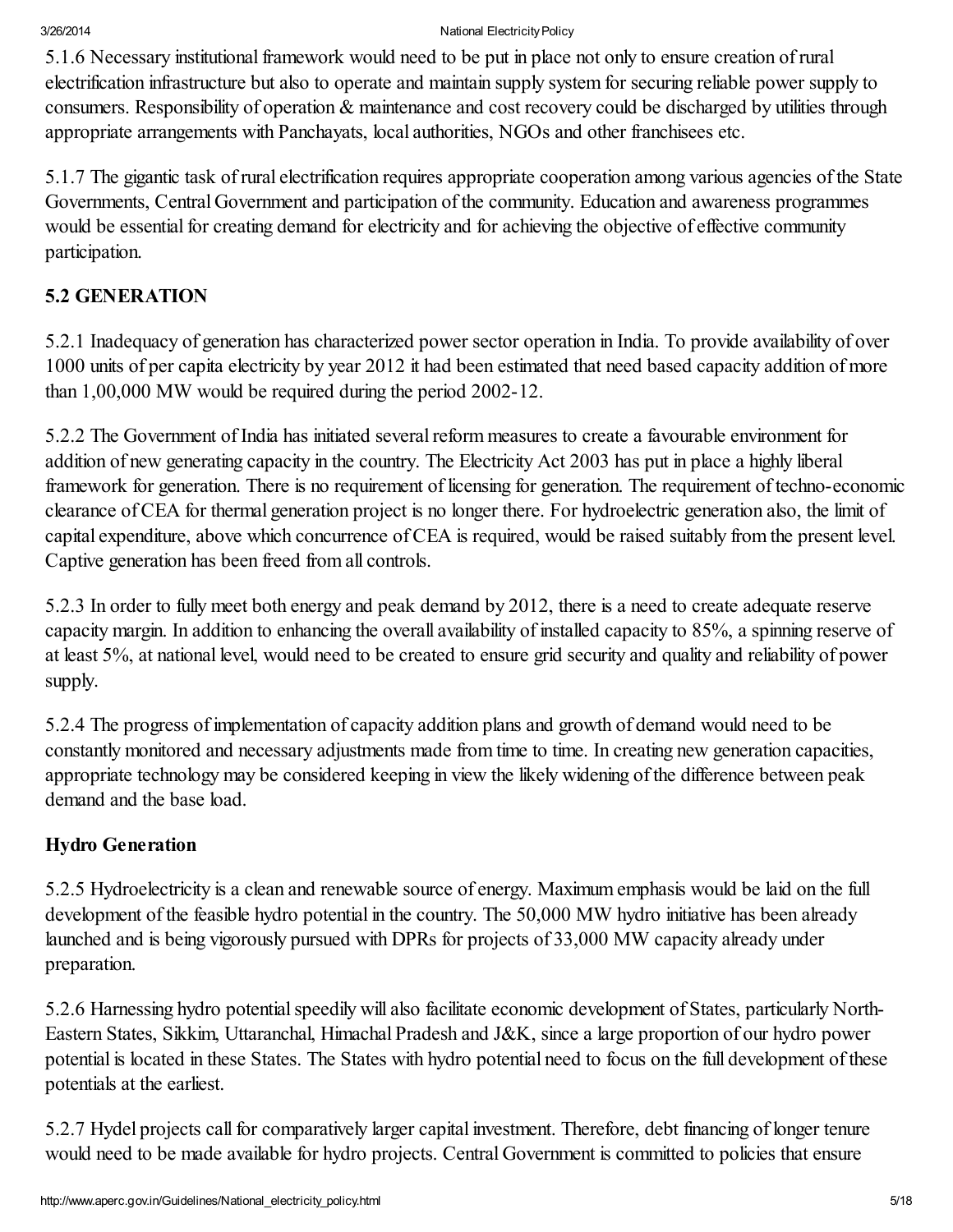5.1.6 Necessary institutional framework would need to be put in place not only to ensure creation of rural electrification infrastructure but also to operate and maintain supply system for securing reliable power supply to consumers. Responsibility of operation & maintenance and cost recovery could be discharged by utilities through appropriate arrangements with Panchayats, local authorities, NGOs and other franchisees etc.

5.1.7 The gigantic task of rural electrification requires appropriate cooperation among various agencies of the State Governments, Central Government and participation of the community. Education and awareness programmes would be essential for creating demand for electricity and for achieving the objective of effective community participation.

## 5.2 GENERATION

5.2.1 Inadequacy of generation has characterized power sector operation in India. To provide availability of over 1000 units of per capita electricity by year 2012 it had been estimated that need based capacity addition of more than 1,00,000 MW would be required during the period 2002-12.

5.2.2 The Government of India has initiated several reform measures to create a favourable environment for addition of new generating capacity in the country. The Electricity Act 2003 has put in place a highly liberal framework for generation. There is no requirement of licensing for generation. The requirement of techno-economic clearance of CEA for thermal generation project is no longer there. For hydroelectric generation also, the limit of capital expenditure, above which concurrence of CEA is required, would be raised suitably from the present level. Captive generation has been freed from all controls.

5.2.3 In order to fully meet both energy and peak demand by 2012, there is a need to create adequate reserve capacity margin. In addition to enhancing the overall availability of installed capacity to 85%, a spinning reserve of at least 5%, at national level, would need to be created to ensure grid security and quality and reliability of power supply.

5.2.4 The progress of implementation of capacity addition plans and growth of demand would need to be constantly monitored and necessary adjustments made from time to time. In creating new generation capacities, appropriate technology may be considered keeping in view the likely widening of the difference between peak demand and the base load.

### Hydro Generation

5.2.5 Hydroelectricity is a clean and renewable source of energy. Maximum emphasis would be laid on the full development of the feasible hydro potential in the country. The 50,000 MW hydro initiative has been already launched and is being vigorously pursued with DPRs for projects of 33,000 MW capacity already under preparation.

5.2.6 Harnessing hydro potential speedily will also facilitate economic development of States, particularly North-Eastern States, Sikkim, Uttaranchal, Himachal Pradesh and J&K, since a large proportion of our hydro power potential is located in these States. The States with hydro potential need to focus on the full development of these potentials at the earliest.

5.2.7 Hydel projects call for comparatively larger capital investment. Therefore, debt financing of longer tenure would need to be made available for hydro projects. Central Government is committed to policies that ensure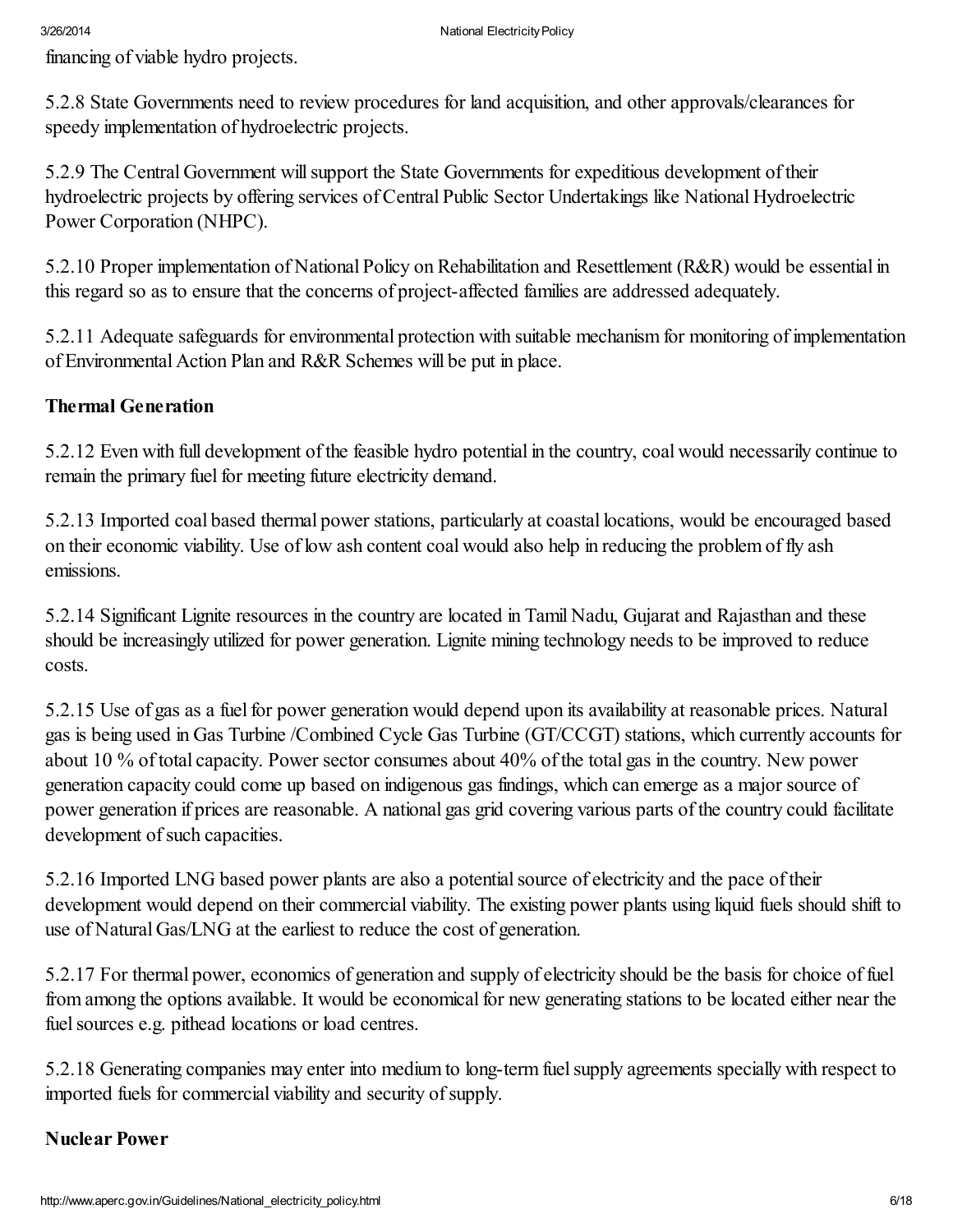financing of viable hydro projects.

5.2.8 State Governments need to review procedures for land acquisition, and other approvals/clearances for speedy implementation of hydroelectric projects.

5.2.9 The Central Government will support the State Governments for expeditious development of their hydroelectric projects by offering services of Central Public Sector Undertakings like National Hydroelectric Power Corporation (NHPC).

5.2.10 Proper implementation of National Policy on Rehabilitation and Resettlement (R&R) would be essential in this regard so as to ensure that the concerns of project-affected families are addressed adequately.

5.2.11 Adequate safeguards for environmental protection with suitable mechanism for monitoring of implementation of Environmental Action Plan and R&R Schemes will be put in place.

**Thermal Generation**

5.2.12 Even with full development of the feasible hydro potential in the country, coal would necessarily continue to remain the primary fuel for meeting future electricity demand.

5.2.13 Imported coal based thermal power stations, particularly at coastal locations, would be encouraged based on their economic viability. Use of low ash content coal would also help in reducing the problem of fly ash emissions.

5.2.14 Significant Lignite resources in the country are located in Tamil Nadu, Gujarat and Rajasthan and these should be increasingly utilized for power generation. Lignite mining technology needs to be improved to reduce costs.

5.2.15 Use of gas as a fuel for power generation would depend upon its availability at reasonable prices. Natural gas is being used in Gas Turbine /Combined Cycle Gas Turbine (GT/CCGT) stations, which currently accounts for about 10 % of total capacity. Power sector consumes about 40% of the total gas in the country. New power generation capacity could come up based on indigenous gas findings, which can emerge as a major source of power generation if prices are reasonable. A national gas grid covering various parts of the country could facilitate development of such capacities.

5.2.16 Imported LNG based power plants are also a potential source of electricity and the pace of their development would depend on their commercial viability. The existing power plants using liquid fuels should shift to use of Natural Gas/LNG at the earliest to reduce the cost of generation.

5.2.17 For thermal power, economics of generation and supply of electricity should be the basis for choice of fuel from among the options available. It would be economical for new generating stations to be located either near the fuel sources e.g. pithead locations or load centres.

5.2.18 Generating companies may enter into medium to long-term fuel supply agreements specially with respect to imported fuels for commercial viability and security of supply.

**Nuclear Power**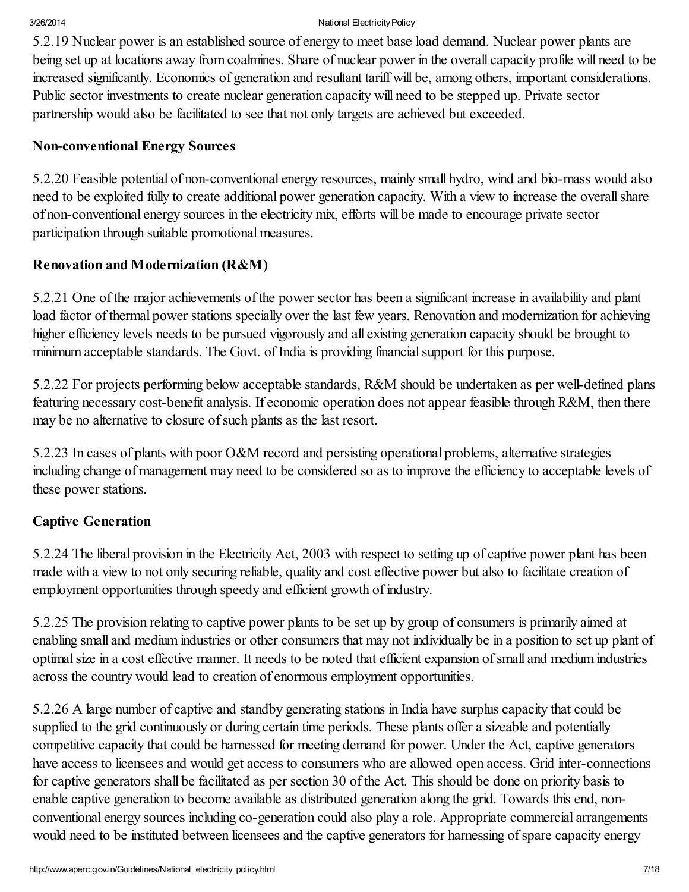5.2.19 Nuclear power is an established source of energy to meet base load demand. Nuclear power plants are being set up at locations away from coalmines. Share of nuclear power in the overall capacity profile will need to be increased significantly. Economics of generation and resultant tariff will be, among others, important considerations. Public sector investments to create nuclear generation capacity will need to be stepped up. Private sector partnership would also be facilitated to see that not only targets are achieved but exceeded.

**Non-conventional Energy Sources**

5.2.20 Feasible potential of non-conventional energy resources, mainly small hydro, wind and bio-mass would also need to be exploited fully to create additional power generation capacity. With a view to increase the overall share of non-conventional energy sources in the electricity mix, efforts will be made to encourage private sector participation through suitable promotional measures.

**Renovation and Modernization (R&M)**

5.2.21 One of the major achievements of the power sector has been a significant increase in availability and plant load factor of thermal power stations specially over the last few years. Renovation and modernization for achieving higher efficiency levels needs to be pursued vigorously and all existing generation capacity should be brought to minimum acceptable standards. The Govt. of India is providing financial support for this purpose.

5.2.22 For projects performing below acceptable standards, R&M should be undertaken as per well-defined plans featuring necessary cost-benefit analysis. If economic operation does not appear feasible through R&M, then there may be no alternative to closure of such plants as the last resort.

5.2.23 In cases of plants with poor O&M record and persisting operational problems, alternative strategies including change of management may need to be considered so as to improve the efficiency to acceptable levels of these power stations.

**Captive Generation**

5.2.24 The liberal provision in the Electricity Act, 2003 with respect to setting up of captive power plant has been made with a view to not only securing reliable, quality and cost effective power but also to facilitate creation of employment opportunities through speedy and efficient growth of industry.

5.2.25 The provision relating to captive power plants to be set up by group of consumers is primarily aimed at enabling small and medium industries or other consumers that may not individually be in a position to set up plant of optimal size in a cost effective manner. It needs to be noted that efficient expansion of small and medium industries across the country would lead to creation of enormous employment opportunities.

5.2.26 A large number of captive and standby generating stations in India have surplus capacity that could be supplied to the grid continuously or during certain time periods. These plants offer a sizeable and potentially competitive capacity that could be harnessed for meeting demand for power. Under the Act, captive generators have access to licensees and would get access to consumers who are allowed open access. Grid inter-connections for captive generators shall be facilitated as per section 30 of the Act. This should be done on priority basis to enable captive generation to become available as distributed generation along the grid. Towards this end, non-conventional energy sources including co-generation could also play a role. Appropriate commercial arrangements would need to be instituted between licensees and the captive generators for harnessing of spare capacity energy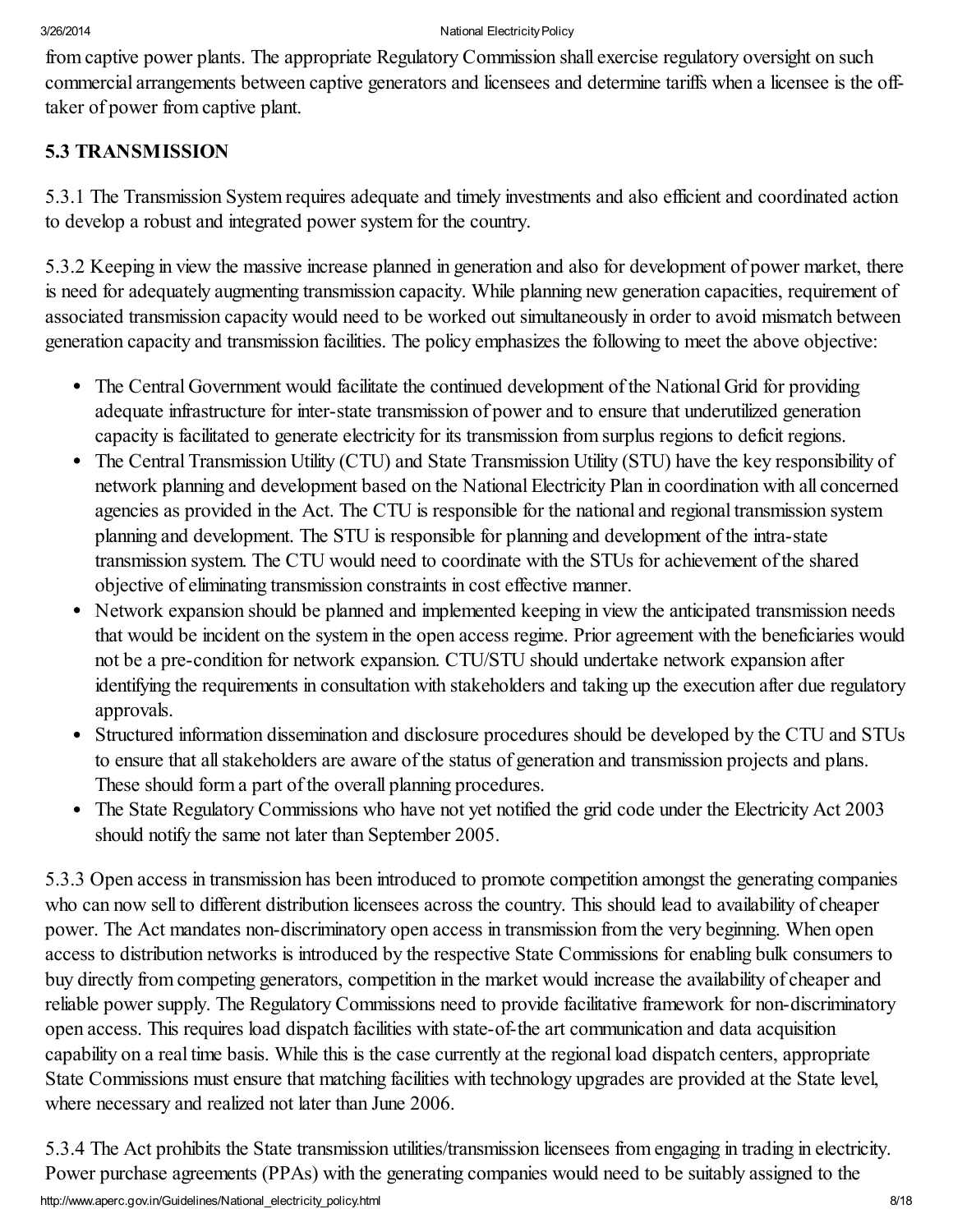from captive power plants. The appropriate Regulatory Commission shall exercise regulatory oversight on such commercial arrangements between captive generators and licensees and determine tariffs when a licensee is the off-taker of power from captive plant.

## 5.3 TRANSMISSION

5.3.1 The Transmission System requires adequate and timely investments and also efficient and coordinated action to develop a robust and integrated power system for the country.

5.3.2 Keeping in view the massive increase planned in generation and also for development of power market, there is need for adequately augmenting transmission capacity. While planning new generation capacities, requirement of associated transmission capacity would need to be worked out simultaneously in order to avoid mismatch between generation capacity and transmission facilities. The policy emphasizes the following to meet the above objective:

- The Central Government would facilitate the continued development of the National Grid for providing adequate infrastructure for inter-state transmission of power and to ensure that underutilized generation capacity is facilitated to generate electricity for its transmission from surplus regions to deficit regions.
- The Central Transmission Utility (CTU) and State Transmission Utility (STU) have the key responsibility of network planning and development based on the National Electricity Plan in coordination with all concerned agencies as provided in the Act. The CTU is responsible for the national and regional transmission system planning and development. The STU is responsible for planning and development of the intra-state transmission system. The CTU would need to coordinate with the STUs for achievement of the shared objective of eliminating transmission constraints in cost effective manner.
- Network expansion should be planned and implemented keeping in view the anticipated transmission needs that would be incident on the system in the open access regime. Prior agreement with the beneficiaries would not be a pre-condition for network expansion. CTU/STU should undertake network expansion after identifying the requirements in consultation with stakeholders and taking up the execution after due regulatory approvals.
- Structured information dissemination and disclosure procedures should be developed by the CTU and STUs to ensure that all stakeholders are aware of the status of generation and transmission projects and plans. These should form a part of the overall planning procedures.
- The State Regulatory Commissions who have not yet notified the grid code under the Electricity Act 2003 should notify the same not later than September 2005.

5.3.3 Open access in transmission has been introduced to promote competition amongst the generating companies who can now sell to different distribution licensees across the country. This should lead to availability of cheaper power. The Act mandates non-discriminatory open access in transmission from the very beginning. When open access to distribution networks is introduced by the respective State Commissions for enabling bulk consumers to buy directly from competing generators, competition in the market would increase the availability of cheaper and reliable power supply. The Regulatory Commissions need to provide facilitative framework for non-discriminatory open access. This requires load dispatch facilities with state-of-the art communication and data acquisition capability on a real time basis. While this is the case currently at the regional load dispatch centers, appropriate State Commissions must ensure that matching facilities with technology upgrades are provided at the State level, where necessary and realized not later than June 2006.

5.3.4 The Act prohibits the State transmission utilities/transmission licensees from engaging in trading in electricity. Power purchase agreements (PPAs) with the generating companies would need to be suitably assigned to the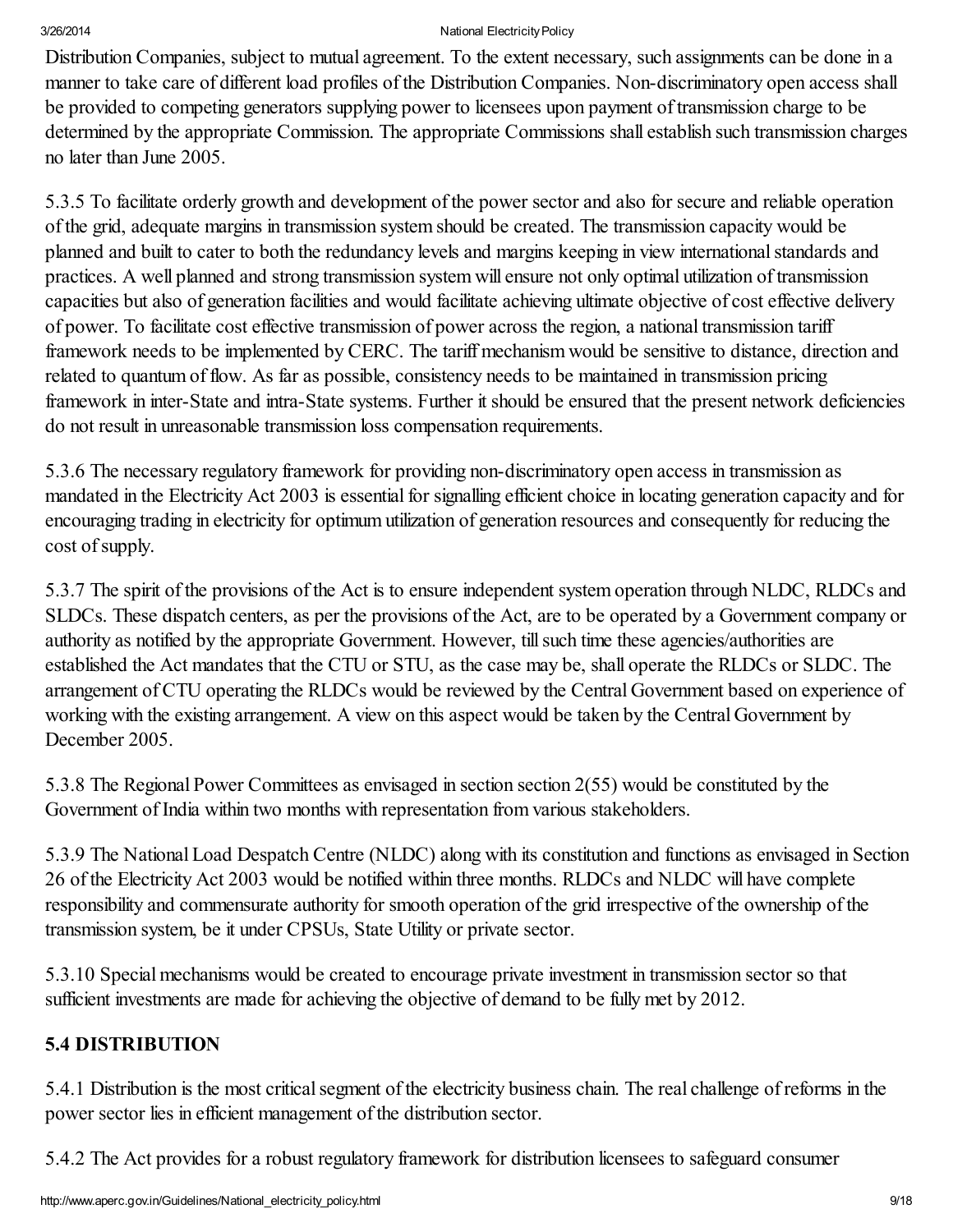Distribution Companies, subject to mutual agreement. To the extent necessary, such assignments can be done in a manner to take care of different load profiles of the Distribution Companies. Non-discriminatory open access shall be provided to competing generators supplying power to licensees upon payment of transmission charge to be determined by the appropriate Commission. The appropriate Commissions shall establish such transmission charges no later than June 2005.

5.3.5 To facilitate orderly growth and development of the power sector and also for secure and reliable operation of the grid, adequate margins in transmission system should be created. The transmission capacity would be planned and built to cater to both the redundancy levels and margins keeping in view international standards and practices. A well planned and strong transmission system will ensure not only optimal utilization of transmission capacities but also of generation facilities and would facilitate achieving ultimate objective of cost effective delivery of power. To facilitate cost effective transmission of power across the region, a national transmission tariff framework needs to be implemented by CERC. The tariff mechanism would be sensitive to distance, direction and related to quantum of flow. As far as possible, consistency needs to be maintained in transmission pricing framework in inter-State and intra-State systems. Further it should be ensured that the present network deficiencies do not result in unreasonable transmission loss compensation requirements.

5.3.6 The necessary regulatory framework for providing non-discriminatory open access in transmission as mandated in the Electricity Act 2003 is essential for signalling efficient choice in locating generation capacity and for encouraging trading in electricity for optimum utilization of generation resources and consequently for reducing the cost of supply.

5.3.7 The spirit of the provisions of the Act is to ensure independent system operation through NLDC, RLDCs and SLDCs. These dispatch centers, as per the provisions of the Act, are to be operated by a Government company or authority as notified by the appropriate Government. However, till such time these agencies/authorities are established the Act mandates that the CTU or STU, as the case may be, shall operate the RLDCs or SLDC. The arrangement of CTU operating the RLDCs would be reviewed by the Central Government based on experience of working with the existing arrangement. A view on this aspect would be taken by the Central Government by December 2005.

5.3.8 The Regional Power Committees as envisaged in section section 2(55) would be constituted by the Government of India within two months with representation from various stakeholders.

5.3.9 The National Load Despatch Centre (NLDC) along with its constitution and functions as envisaged in Section 26 of the Electricity Act 2003 would be notified within three months. RLDCs and NLDC will have complete responsibility and commensurate authority for smooth operation of the grid irrespective of the ownership of the transmission system, be it under CPSUs, State Utility or private sector.

5.3.10 Special mechanisms would be created to encourage private investment in transmission sector so that sufficient investments are made for achieving the objective of demand to be fully met by 2012.

## 5.4 DISTRIBUTION

5.4.1 Distribution is the most critical segment of the electricity business chain. The real challenge of reforms in the power sector lies in efficient management of the distribution sector.

5.4.2 The Act provides for a robust regulatory framework for distribution licensees to safeguard consumer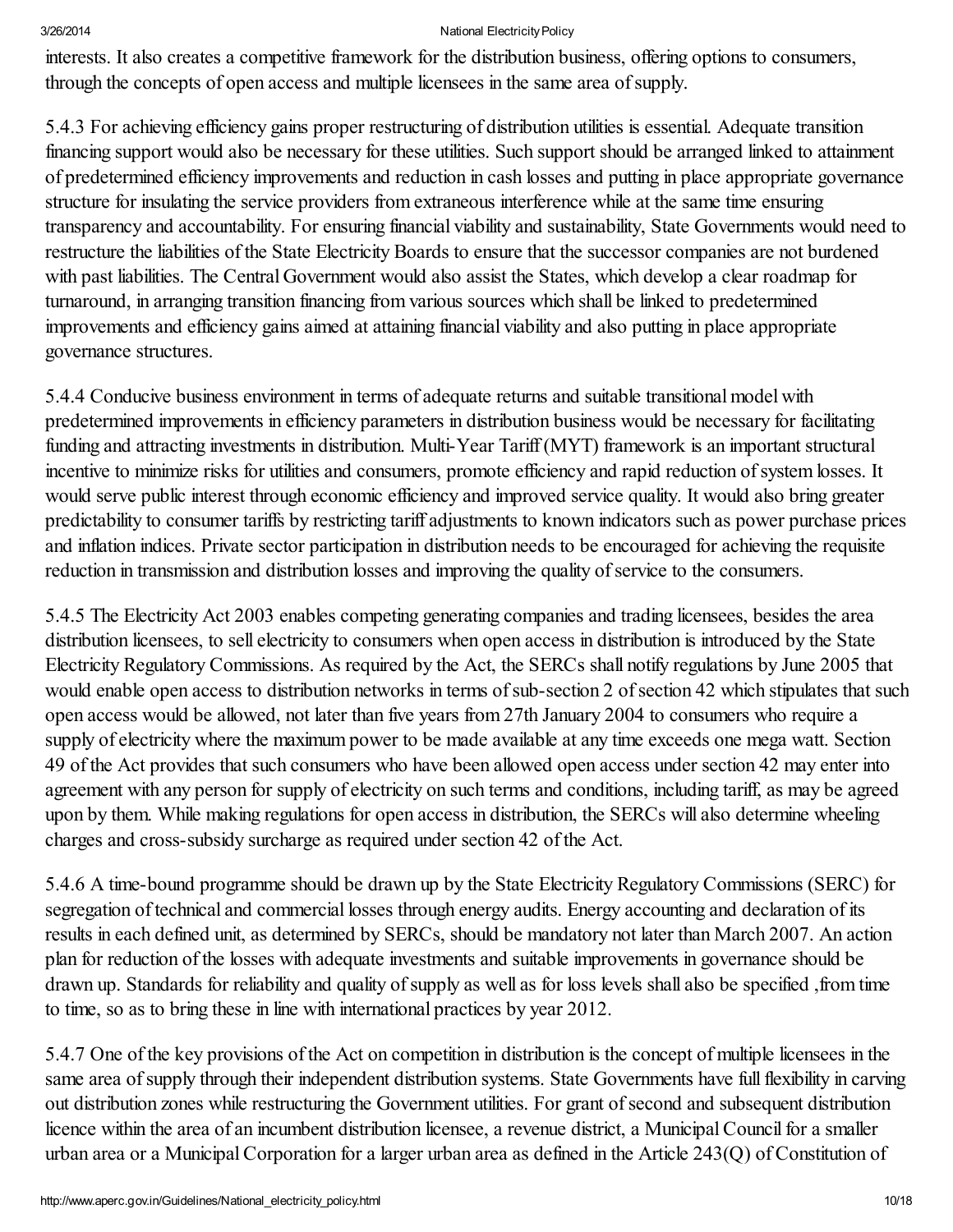interests. It also creates a competitive framework for the distribution business, offering options to consumers, through the concepts of open access and multiple licensees in the same area of supply.

5.4.3 For achieving efficiency gains proper restructuring of distribution utilities is essential. Adequate transition financing support would also be necessary for these utilities. Such support should be arranged linked to attainment of predetermined efficiency improvements and reduction in cash losses and putting in place appropriate governance structure for insulating the service providers from extraneous interference while at the same time ensuring transparency and accountability. For ensuring financial viability and sustainability, State Governments would need to restructure the liabilities of the State Electricity Boards to ensure that the successor companies are not burdened with past liabilities. The Central Government would also assist the States, which develop a clear roadmap for turnaround, in arranging transition financing from various sources which shall be linked to predetermined improvements and efficiency gains aimed at attaining financial viability and also putting in place appropriate governance structures.

5.4.4 Conducive business environment in terms of adequate returns and suitable transitional model with predetermined improvements in efficiency parameters in distribution business would be necessary for facilitating funding and attracting investments in distribution. Multi-Year Tariff (MYT) framework is an important structural incentive to minimize risks for utilities and consumers, promote efficiency and rapid reduction of system losses. It would serve public interest through economic efficiency and improved service quality. It would also bring greater predictability to consumer tariffs by restricting tariff adjustments to known indicators such as power purchase prices and inflation indices. Private sector participation in distribution needs to be encouraged for achieving the requisite reduction in transmission and distribution losses and improving the quality of service to the consumers.

5.4.5 The Electricity Act 2003 enables competing generating companies and trading licensees, besides the area distribution licensees, to sell electricity to consumers when open access in distribution is introduced by the State Electricity Regulatory Commissions. As required by the Act, the SERCs shall notify regulations by June 2005 that would enable open access to distribution networks in terms of sub-section 2 of section 42 which stipulates that such open access would be allowed, not later than five years from 27th January 2004 to consumers who require a supply of electricity where the maximum power to be made available at any time exceeds one mega watt. Section 49 of the Act provides that such consumers who have been allowed open access under section 42 may enter into agreement with any person for supply of electricity on such terms and conditions, including tariff, as may be agreed upon by them. While making regulations for open access in distribution, the SERCs will also determine wheeling charges and cross-subsidy surcharge as required under section 42 of the Act.

5.4.6 A time-bound programme should be drawn up by the State Electricity Regulatory Commissions (SERC) for segregation of technical and commercial losses through energy audits. Energy accounting and declaration of its results in each defined unit, as determined by SERCs, should be mandatory not later than March 2007. An action plan for reduction of the losses with adequate investments and suitable improvements in governance should be drawn up. Standards for reliability and quality of supply as well as for loss levels shall also be specified ,from time to time, so as to bring these in line with international practices by year 2012.

5.4.7 One of the key provisions of the Act on competition in distribution is the concept of multiple licensees in the same area of supply through their independent distribution systems. State Governments have full flexibility in carving out distribution zones while restructuring the Government utilities. For grant of second and subsequent distribution licence within the area of an incumbent distribution licensee, a revenue district, a Municipal Council for a smaller urban area or a Municipal Corporation for a larger urban area as defined in the Article 243(Q) of Constitution of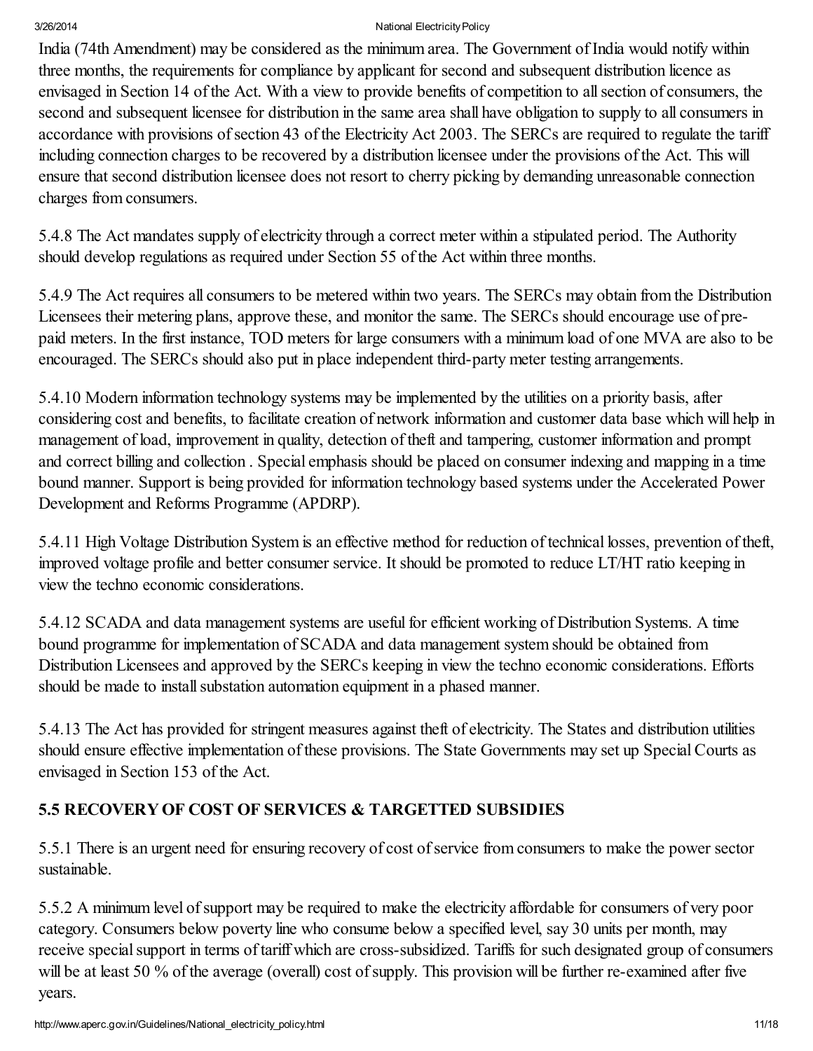India (74th Amendment) may be considered as the minimum area. The Government of India would notify within three months, the requirements for compliance by applicant for second and subsequent distribution licence as envisaged in Section 14 of the Act. With a view to provide benefits of competition to all section of consumers, the second and subsequent licensee for distribution in the same area shall have obligation to supply to all consumers in accordance with provisions of section 43 of the Electricity Act 2003. The SERCs are required to regulate the tariff including connection charges to be recovered by a distribution licensee under the provisions of the Act. This will ensure that second distribution licensee does not resort to cherry picking by demanding unreasonable connection charges from consumers.

5.4.8 The Act mandates supply of electricity through a correct meter within a stipulated period. The Authority should develop regulations as required under Section 55 of the Act within three months.

5.4.9 The Act requires all consumers to be metered within two years. The SERCs may obtain from the Distribution Licensees their metering plans, approve these, and monitor the same. The SERCs should encourage use of pre-paid meters. In the first instance, TOD meters for large consumers with a minimum load of one MVA are also to be encouraged. The SERCs should also put in place independent third-party meter testing arrangements.

5.4.10 Modern information technology systems may be implemented by the utilities on a priority basis, after considering cost and benefits, to facilitate creation of network information and customer data base which will help in management of load, improvement in quality, detection of theft and tampering, customer information and prompt and correct billing and collection . Special emphasis should be placed on consumer indexing and mapping in a time bound manner. Support is being provided for information technology based systems under the Accelerated Power Development and Reforms Programme (APDRP).

5.4.11 High Voltage Distribution System is an effective method for reduction of technical losses, prevention of theft, improved voltage profile and better consumer service. It should be promoted to reduce LT/HT ratio keeping in view the techno economic considerations.

5.4.12 SCADA and data management systems are useful for efficient working of Distribution Systems. A time bound programme for implementation of SCADA and data management system should be obtained from Distribution Licensees and approved by the SERCs keeping in view the techno economic considerations. Efforts should be made to install substation automation equipment in a phased manner.

5.4.13 The Act has provided for stringent measures against theft of electricity. The States and distribution utilities should ensure effective implementation of these provisions. The State Governments may set up Special Courts as envisaged in Section 153 of the Act.

## 5.5 RECOVERY OF COST OF SERVICES & TARGETTED SUBSIDIES

5.5.1 There is an urgent need for ensuring recovery of cost of service from consumers to make the power sector sustainable.

5.5.2 A minimum level of support may be required to make the electricity affordable for consumers of very poor category. Consumers below poverty line who consume below a specified level, say 30 units per month, may receive special support in terms of tariff which are cross-subsidized. Tariffs for such designated group of consumers will be at least 50 % of the average (overall) cost of supply. This provision will be further re-examined after five years.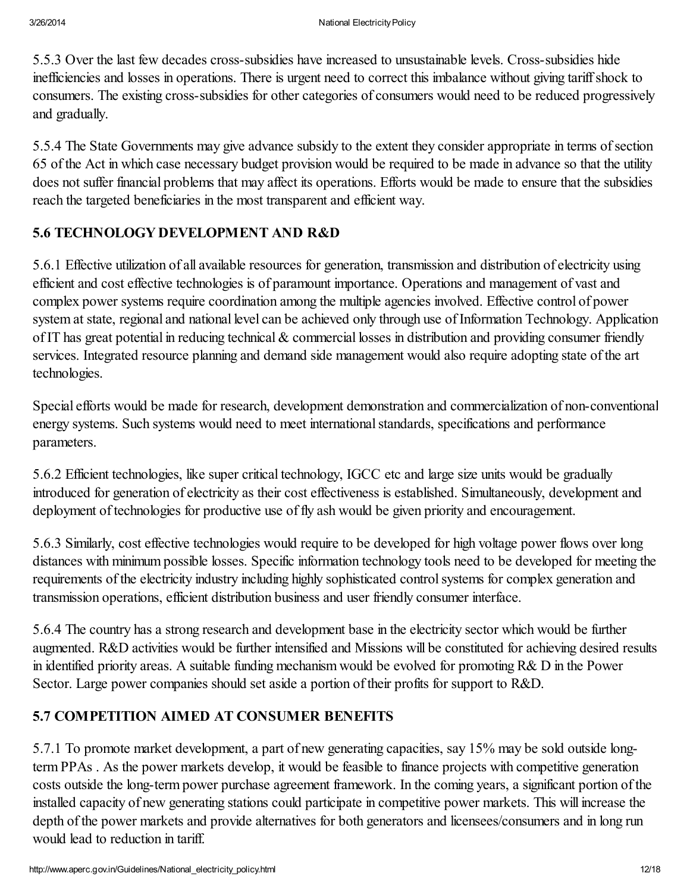5.5.3 Over the last few decades cross-subsidies have increased to unsustainable levels. Cross-subsidies hide inefficiencies and losses in operations. There is urgent need to correct this imbalance without giving tariff shock to consumers. The existing cross-subsidies for other categories of consumers would need to be reduced progressively and gradually.

5.5.4 The State Governments may give advance subsidy to the extent they consider appropriate in terms of section 65 of the Act in which case necessary budget provision would be required to be made in advance so that the utility does not suffer financial problems that may affect its operations. Efforts would be made to ensure that the subsidies reach the targeted beneficiaries in the most transparent and efficient way.

## 5.6 TECHNOLOGY DEVELOPMENT AND R&D

5.6.1 Effective utilization of all available resources for generation, transmission and distribution of electricity using efficient and cost effective technologies is of paramount importance. Operations and management of vast and complex power systems require coordination among the multiple agencies involved. Effective control of power system at state, regional and national level can be achieved only through use of Information Technology. Application of IT has great potential in reducing technical & commercial losses in distribution and providing consumer friendly services. Integrated resource planning and demand side management would also require adopting state of the art technologies.

Special efforts would be made for research, development demonstration and commercialization of non-conventional energy systems. Such systems would need to meet international standards, specifications and performance parameters.

5.6.2 Efficient technologies, like super critical technology, IGCC etc and large size units would be gradually introduced for generation of electricity as their cost effectiveness is established. Simultaneously, development and deployment of technologies for productive use of fly ash would be given priority and encouragement.

5.6.3 Similarly, cost effective technologies would require to be developed for high voltage power flows over long distances with minimum possible losses. Specific information technology tools need to be developed for meeting the requirements of the electricity industry including highly sophisticated control systems for complex generation and transmission operations, efficient distribution business and user friendly consumer interface.

5.6.4 The country has a strong research and development base in the electricity sector which would be further augmented. R&D activities would be further intensified and Missions will be constituted for achieving desired results in identified priority areas. A suitable funding mechanism would be evolved for promoting R& D in the Power Sector. Large power companies should set aside a portion of their profits for support to R&D.

## 5.7 COMPETITION AIMED AT CONSUMER BENEFITS

5.7.1 To promote market development, a part of new generating capacities, say 15% may be sold outside long-term PPAs . As the power markets develop, it would be feasible to finance projects with competitive generation costs outside the long-term power purchase agreement framework. In the coming years, a significant portion of the installed capacity of new generating stations could participate in competitive power markets. This will increase the depth of the power markets and provide alternatives for both generators and licensees/consumers and in long run would lead to reduction in tariff.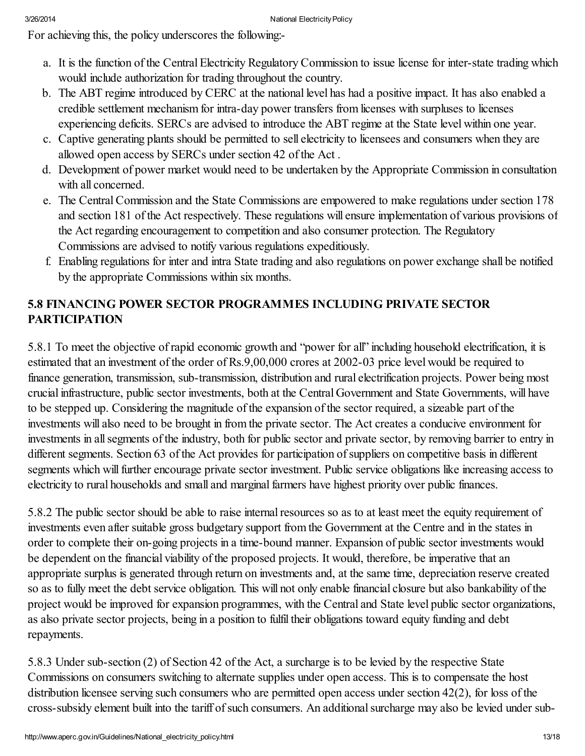For achieving this, the policy underscores the following:-

a. It is the function of the Central Electricity Regulatory Commission to issue license for inter-state trading which would include authorization for trading throughout the country.
b. The ABT regime introduced by CERC at the national level has had a positive impact. It has also enabled a credible settlement mechanism for intra-day power transfers from licenses with surpluses to licenses experiencing deficits. SERCs are advised to introduce the ABT regime at the State level within one year.
c. Captive generating plants should be permitted to sell electricity to licensees and consumers when they are allowed open access by SERCs under section 42 of the Act .
d. Development of power market would need to be undertaken by the Appropriate Commission in consultation with all concerned.
e. The Central Commission and the State Commissions are empowered to make regulations under section 178 and section 181 of the Act respectively. These regulations will ensure implementation of various provisions of the Act regarding encouragement to competition and also consumer protection. The Regulatory Commissions are advised to notify various regulations expeditiously.
f. Enabling regulations for inter and intra State trading and also regulations on power exchange shall be notified by the appropriate Commissions within six months.

## 5.8 FINANCING POWER SECTOR PROGRAMMES INCLUDING PRIVATE SECTOR PARTICIPATION

5.8.1 To meet the objective of rapid economic growth and "power for all" including household electrification, it is estimated that an investment of the order of Rs.9,00,000 crores at 2002-03 price level would be required to finance generation, transmission, sub-transmission, distribution and rural electrification projects. Power being most crucial infrastructure, public sector investments, both at the Central Government and State Governments, will have to be stepped up. Considering the magnitude of the expansion of the sector required, a sizeable part of the investments will also need to be brought in from the private sector. The Act creates a conducive environment for investments in all segments of the industry, both for public sector and private sector, by removing barrier to entry in different segments. Section 63 of the Act provides for participation of suppliers on competitive basis in different segments which will further encourage private sector investment. Public service obligations like increasing access to electricity to rural households and small and marginal farmers have highest priority over public finances.

5.8.2 The public sector should be able to raise internal resources so as to at least meet the equity requirement of investments even after suitable gross budgetary support from the Government at the Centre and in the states in order to complete their on-going projects in a time-bound manner. Expansion of public sector investments would be dependent on the financial viability of the proposed projects. It would, therefore, be imperative that an appropriate surplus is generated through return on investments and, at the same time, depreciation reserve created so as to fully meet the debt service obligation. This will not only enable financial closure but also bankability of the project would be improved for expansion programmes, with the Central and State level public sector organizations, as also private sector projects, being in a position to fulfil their obligations toward equity funding and debt repayments.

5.8.3 Under sub-section (2) of Section 42 of the Act, a surcharge is to be levied by the respective State Commissions on consumers switching to alternate supplies under open access. This is to compensate the host distribution licensee serving such consumers who are permitted open access under section 42(2), for loss of the cross-subsidy element built into the tariff of such consumers. An additional surcharge may also be levied under sub-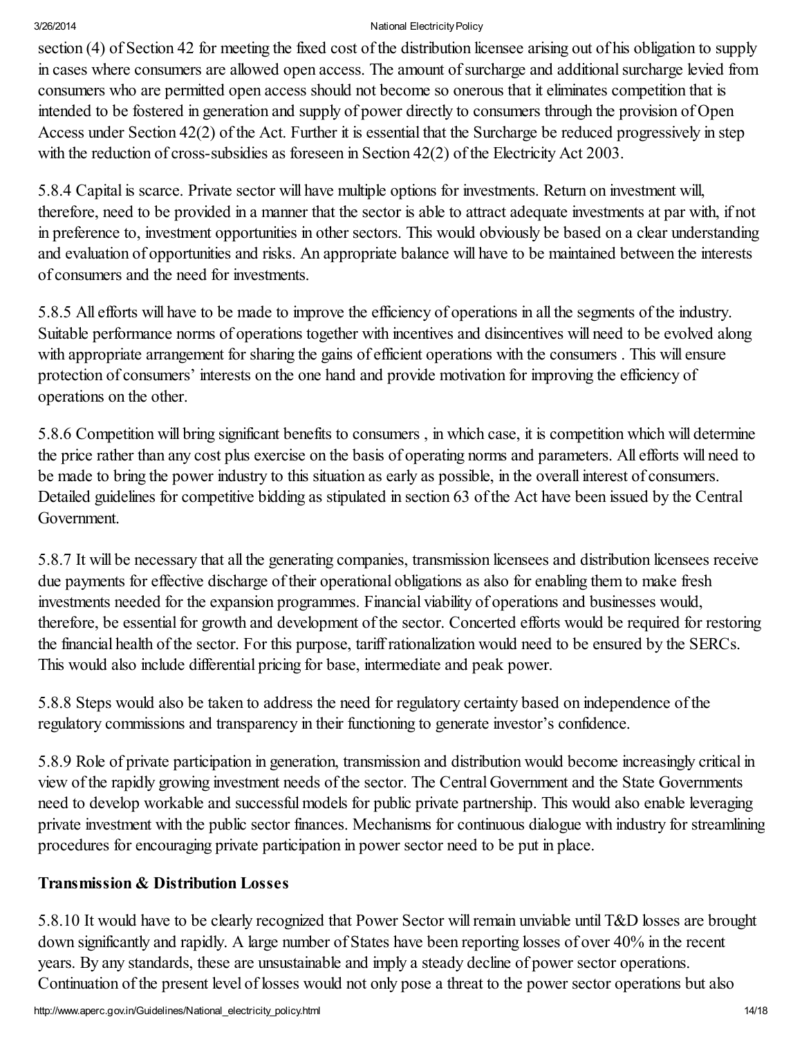section (4) of Section 42 for meeting the fixed cost of the distribution licensee arising out of his obligation to supply in cases where consumers are allowed open access. The amount of surcharge and additional surcharge levied from consumers who are permitted open access should not become so onerous that it eliminates competition that is intended to be fostered in generation and supply of power directly to consumers through the provision of Open Access under Section 42(2) of the Act. Further it is essential that the Surcharge be reduced progressively in step with the reduction of cross-subsidies as foreseen in Section 42(2) of the Electricity Act 2003.

5.8.4 Capital is scarce. Private sector will have multiple options for investments. Return on investment will, therefore, need to be provided in a manner that the sector is able to attract adequate investments at par with, if not in preference to, investment opportunities in other sectors. This would obviously be based on a clear understanding and evaluation of opportunities and risks. An appropriate balance will have to be maintained between the interests of consumers and the need for investments.

5.8.5 All efforts will have to be made to improve the efficiency of operations in all the segments of the industry. Suitable performance norms of operations together with incentives and disincentives will need to be evolved along with appropriate arrangement for sharing the gains of efficient operations with the consumers . This will ensure protection of consumers' interests on the one hand and provide motivation for improving the efficiency of operations on the other.

5.8.6 Competition will bring significant benefits to consumers , in which case, it is competition which will determine the price rather than any cost plus exercise on the basis of operating norms and parameters. All efforts will need to be made to bring the power industry to this situation as early as possible, in the overall interest of consumers. Detailed guidelines for competitive bidding as stipulated in section 63 of the Act have been issued by the Central Government.

5.8.7 It will be necessary that all the generating companies, transmission licensees and distribution licensees receive due payments for effective discharge of their operational obligations as also for enabling them to make fresh investments needed for the expansion programmes. Financial viability of operations and businesses would, therefore, be essential for growth and development of the sector. Concerted efforts would be required for restoring the financial health of the sector. For this purpose, tariff rationalization would need to be ensured by the SERCs. This would also include differential pricing for base, intermediate and peak power.

5.8.8 Steps would also be taken to address the need for regulatory certainty based on independence of the regulatory commissions and transparency in their functioning to generate investor's confidence.

5.8.9 Role of private participation in generation, transmission and distribution would become increasingly critical in view of the rapidly growing investment needs of the sector. The Central Government and the State Governments need to develop workable and successful models for public private partnership. This would also enable leveraging private investment with the public sector finances. Mechanisms for continuous dialogue with industry for streamlining procedures for encouraging private participation in power sector need to be put in place.

**Transmission & Distribution Losses**

5.8.10 It would have to be clearly recognized that Power Sector will remain unviable until T&D losses are brought down significantly and rapidly. A large number of States have been reporting losses of over 40% in the recent years. By any standards, these are unsustainable and imply a steady decline of power sector operations. Continuation of the present level of losses would not only pose a threat to the power sector operations but also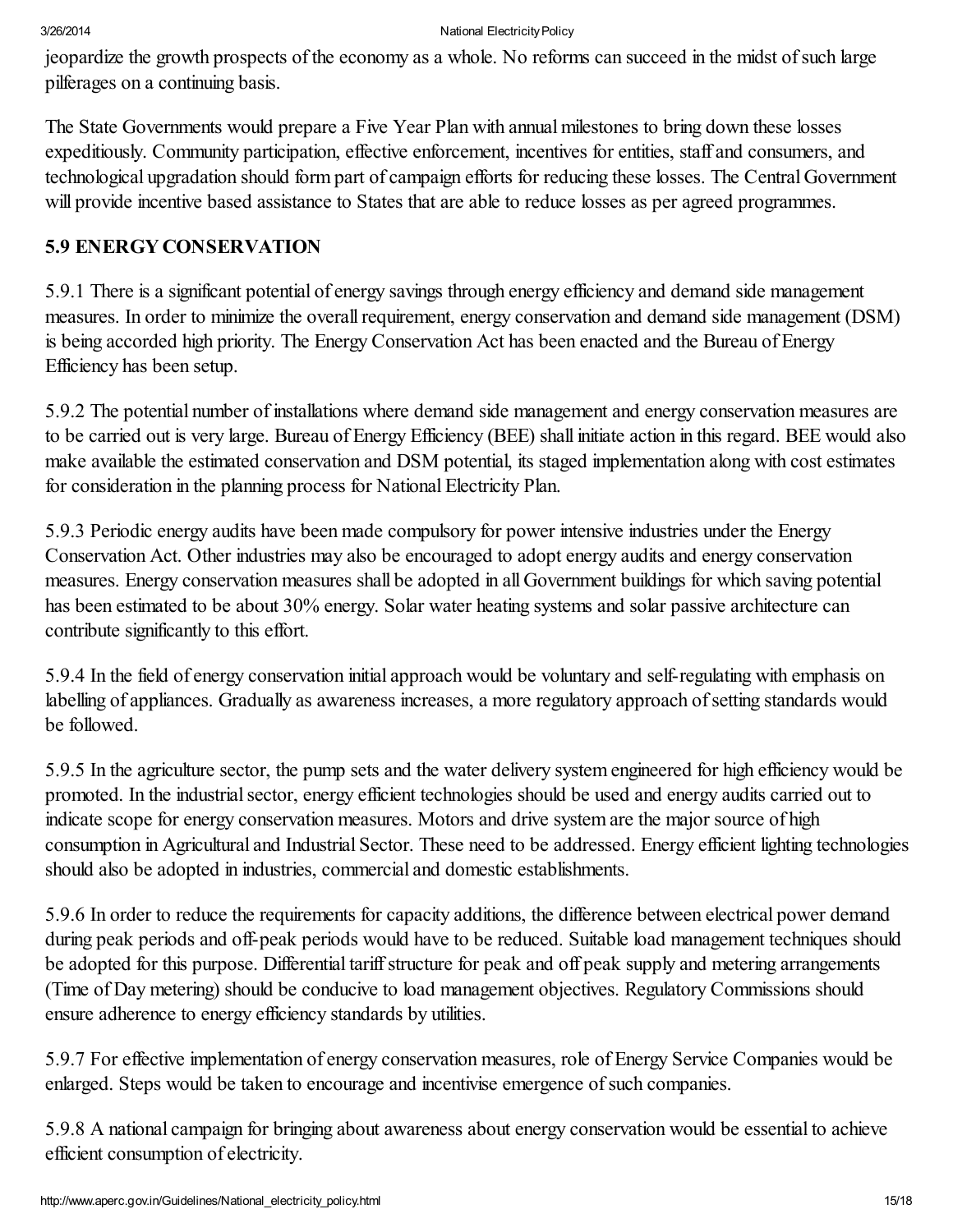jeopardize the growth prospects of the economy as a whole. No reforms can succeed in the midst of such large pilferages on a continuing basis.

The State Governments would prepare a Five Year Plan with annual milestones to bring down these losses expeditiously. Community participation, effective enforcement, incentives for entities, staff and consumers, and technological upgradation should form part of campaign efforts for reducing these losses. The Central Government will provide incentive based assistance to States that are able to reduce losses as per agreed programmes.

## 5.9 ENERGY CONSERVATION

5.9.1 There is a significant potential of energy savings through energy efficiency and demand side management measures. In order to minimize the overall requirement, energy conservation and demand side management (DSM) is being accorded high priority. The Energy Conservation Act has been enacted and the Bureau of Energy Efficiency has been setup.

5.9.2 The potential number of installations where demand side management and energy conservation measures are to be carried out is very large. Bureau of Energy Efficiency (BEE) shall initiate action in this regard. BEE would also make available the estimated conservation and DSM potential, its staged implementation along with cost estimates for consideration in the planning process for National Electricity Plan.

5.9.3 Periodic energy audits have been made compulsory for power intensive industries under the Energy Conservation Act. Other industries may also be encouraged to adopt energy audits and energy conservation measures. Energy conservation measures shall be adopted in all Government buildings for which saving potential has been estimated to be about 30% energy. Solar water heating systems and solar passive architecture can contribute significantly to this effort.

5.9.4 In the field of energy conservation initial approach would be voluntary and self-regulating with emphasis on labelling of appliances. Gradually as awareness increases, a more regulatory approach of setting standards would be followed.

5.9.5 In the agriculture sector, the pump sets and the water delivery system engineered for high efficiency would be promoted. In the industrial sector, energy efficient technologies should be used and energy audits carried out to indicate scope for energy conservation measures. Motors and drive system are the major source of high consumption in Agricultural and Industrial Sector. These need to be addressed. Energy efficient lighting technologies should also be adopted in industries, commercial and domestic establishments.

5.9.6 In order to reduce the requirements for capacity additions, the difference between electrical power demand during peak periods and off-peak periods would have to be reduced. Suitable load management techniques should be adopted for this purpose. Differential tariff structure for peak and off peak supply and metering arrangements (Time of Day metering) should be conducive to load management objectives. Regulatory Commissions should ensure adherence to energy efficiency standards by utilities.

5.9.7 For effective implementation of energy conservation measures, role of Energy Service Companies would be enlarged. Steps would be taken to encourage and incentivise emergence of such companies.

5.9.8 A national campaign for bringing about awareness about energy conservation would be essential to achieve efficient consumption of electricity.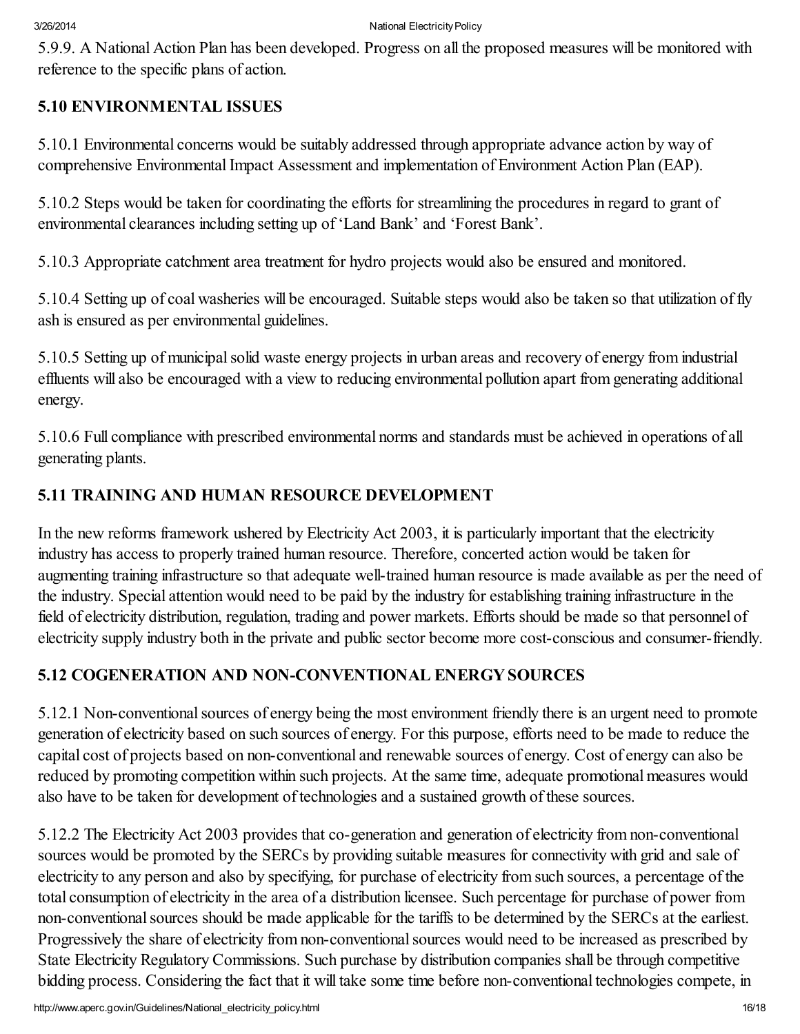5.9.9. A National Action Plan has been developed. Progress on all the proposed measures will be monitored with reference to the specific plans of action.

## 5.10 ENVIRONMENTAL ISSUES

5.10.1 Environmental concerns would be suitably addressed through appropriate advance action by way of comprehensive Environmental Impact Assessment and implementation of Environment Action Plan (EAP).

5.10.2 Steps would be taken for coordinating the efforts for streamlining the procedures in regard to grant of environmental clearances including setting up of 'Land Bank' and 'Forest Bank'.

5.10.3 Appropriate catchment area treatment for hydro projects would also be ensured and monitored.

5.10.4 Setting up of coal washeries will be encouraged. Suitable steps would also be taken so that utilization of fly ash is ensured as per environmental guidelines.

5.10.5 Setting up of municipal solid waste energy projects in urban areas and recovery of energy from industrial effluents will also be encouraged with a view to reducing environmental pollution apart from generating additional energy.

5.10.6 Full compliance with prescribed environmental norms and standards must be achieved in operations of all generating plants.

## 5.11 TRAINING AND HUMAN RESOURCE DEVELOPMENT

In the new reforms framework ushered by Electricity Act 2003, it is particularly important that the electricity industry has access to properly trained human resource. Therefore, concerted action would be taken for augmenting training infrastructure so that adequate well-trained human resource is made available as per the need of the industry. Special attention would need to be paid by the industry for establishing training infrastructure in the field of electricity distribution, regulation, trading and power markets. Efforts should be made so that personnel of electricity supply industry both in the private and public sector become more cost-conscious and consumer-friendly.

## 5.12 COGENERATION AND NON-CONVENTIONAL ENERGY SOURCES

5.12.1 Non-conventional sources of energy being the most environment friendly there is an urgent need to promote generation of electricity based on such sources of energy. For this purpose, efforts need to be made to reduce the capital cost of projects based on non-conventional and renewable sources of energy. Cost of energy can also be reduced by promoting competition within such projects. At the same time, adequate promotional measures would also have to be taken for development of technologies and a sustained growth of these sources.

5.12.2 The Electricity Act 2003 provides that co-generation and generation of electricity from non-conventional sources would be promoted by the SERCs by providing suitable measures for connectivity with grid and sale of electricity to any person and also by specifying, for purchase of electricity from such sources, a percentage of the total consumption of electricity in the area of a distribution licensee. Such percentage for purchase of power from non-conventional sources should be made applicable for the tariffs to be determined by the SERCs at the earliest. Progressively the share of electricity from non-conventional sources would need to be increased as prescribed by State Electricity Regulatory Commissions. Such purchase by distribution companies shall be through competitive bidding process. Considering the fact that it will take some time before non-conventional technologies compete, in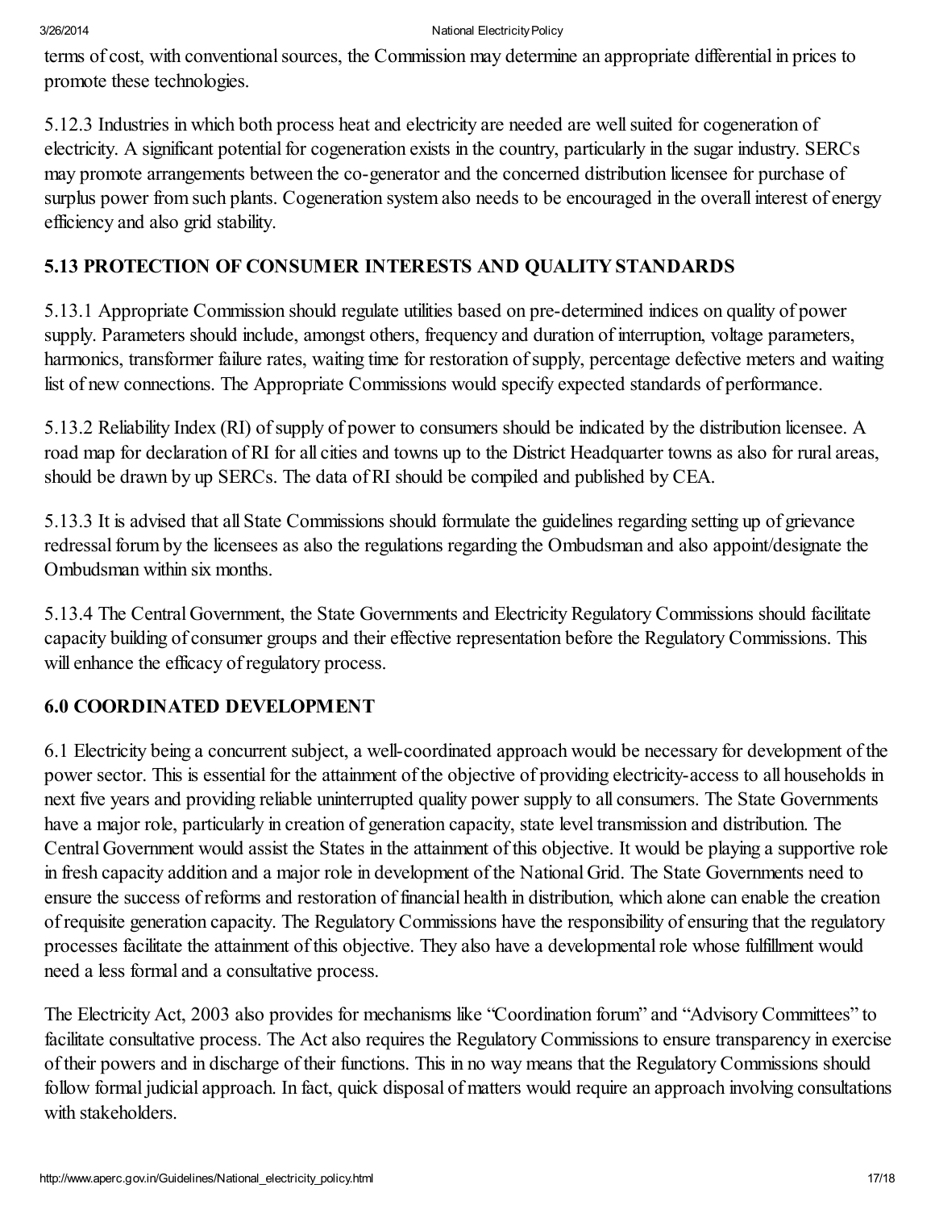terms of cost, with conventional sources, the Commission may determine an appropriate differential in prices to promote these technologies.

5.12.3 Industries in which both process heat and electricity are needed are well suited for cogeneration of electricity. A significant potential for cogeneration exists in the country, particularly in the sugar industry. SERCs may promote arrangements between the co-generator and the concerned distribution licensee for purchase of surplus power from such plants. Cogeneration system also needs to be encouraged in the overall interest of energy efficiency and also grid stability.

## 5.13 PROTECTION OF CONSUMER INTERESTS AND QUALITY STANDARDS

5.13.1 Appropriate Commission should regulate utilities based on pre-determined indices on quality of power supply. Parameters should include, amongst others, frequency and duration of interruption, voltage parameters, harmonics, transformer failure rates, waiting time for restoration of supply, percentage defective meters and waiting list of new connections. The Appropriate Commissions would specify expected standards of performance.

5.13.2 Reliability Index (RI) of supply of power to consumers should be indicated by the distribution licensee. A road map for declaration of RI for all cities and towns up to the District Headquarter towns as also for rural areas, should be drawn by up SERCs. The data of RI should be compiled and published by CEA.

5.13.3 It is advised that all State Commissions should formulate the guidelines regarding setting up of grievance redressal forum by the licensees as also the regulations regarding the Ombudsman and also appoint/designate the Ombudsman within six months.

5.13.4 The Central Government, the State Governments and Electricity Regulatory Commissions should facilitate capacity building of consumer groups and their effective representation before the Regulatory Commissions. This will enhance the efficacy of regulatory process.

## 6.0 COORDINATED DEVELOPMENT

6.1 Electricity being a concurrent subject, a well-coordinated approach would be necessary for development of the power sector. This is essential for the attainment of the objective of providing electricity-access to all households in next five years and providing reliable uninterrupted quality power supply to all consumers. The State Governments have a major role, particularly in creation of generation capacity, state level transmission and distribution. The Central Government would assist the States in the attainment of this objective. It would be playing a supportive role in fresh capacity addition and a major role in development of the National Grid. The State Governments need to ensure the success of reforms and restoration of financial health in distribution, which alone can enable the creation of requisite generation capacity. The Regulatory Commissions have the responsibility of ensuring that the regulatory processes facilitate the attainment of this objective. They also have a developmental role whose fulfillment would need a less formal and a consultative process.

The Electricity Act, 2003 also provides for mechanisms like "Coordination forum" and "Advisory Committees" to facilitate consultative process. The Act also requires the Regulatory Commissions to ensure transparency in exercise of their powers and in discharge of their functions. This in no way means that the Regulatory Commissions should follow formal judicial approach. In fact, quick disposal of matters would require an approach involving consultations with stakeholders.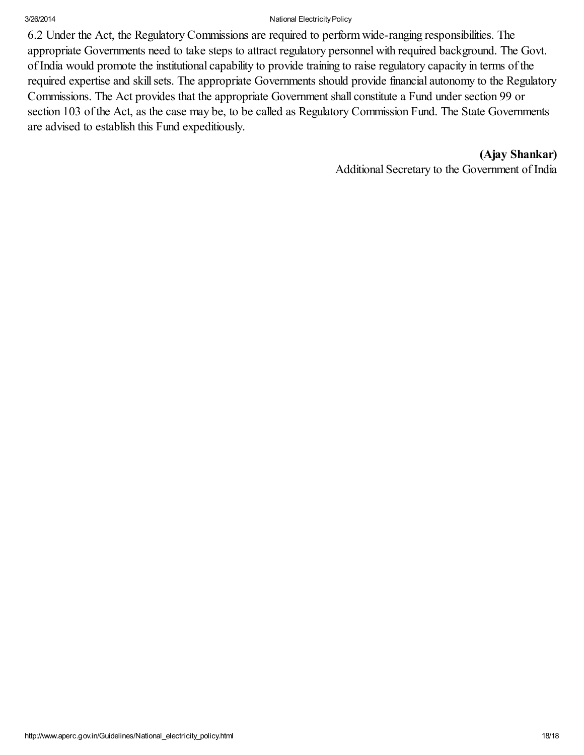6.2 Under the Act, the Regulatory Commissions are required to perform wide-ranging responsibilities. The appropriate Governments need to take steps to attract regulatory personnel with required background. The Govt. of India would promote the institutional capability to provide training to raise regulatory capacity in terms of the required expertise and skill sets. The appropriate Governments should provide financial autonomy to the Regulatory Commissions. The Act provides that the appropriate Government shall constitute a Fund under section 99 or section 103 of the Act, as the case may be, to be called as Regulatory Commission Fund. The State Governments are advised to establish this Fund expeditiously.

**(Ajay Shankar)**
Additional Secretary to the Government of India